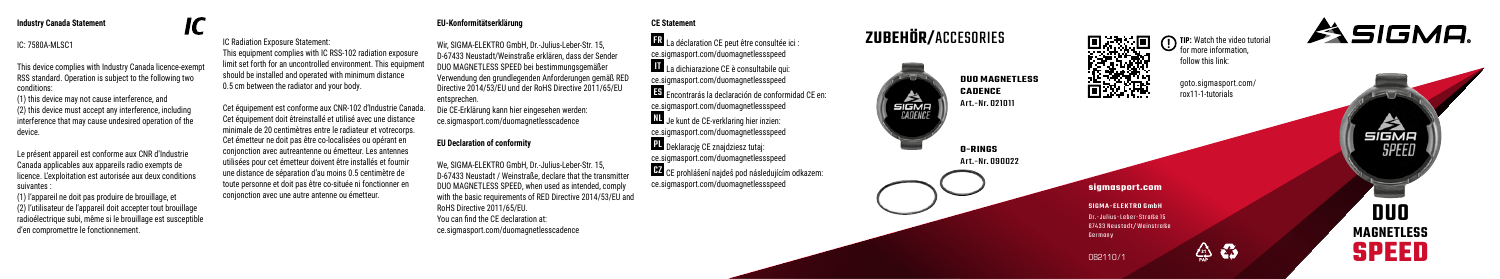## Industry Canada Statement

IC

IC: 7580A-MLSC1

This device complies with Industry Canada licence-exempt RSS standard. Operation is subject to the following two conditions:

(1) this device may not cause interference, and

(2) this device must accept any interference, including interference that may cause undesired operation of the device.

Le présent appareil est conforme aux CNR d'Industrie Canada applicables aux appareils radio exempts de licence. L'exploitation est autorisée aux deux conditions suivantes :

(1) l'appareil ne doit pas produire de brouillage, et

(2) l'utilisateur de l'appareil doit accepter tout brouillage radioélectrique subi, même si le brouillage est susceptible d'en compromettre le fonctionnement.

IC Radiation Exposure Statement:

This equipment complies with IC RSS-102 radiation exposure limit set forth for an uncontrolled environment. This equipment should be installed and operated with minimum distance 0.5 cm between the radiator and your body.

Cet équipement est conforme aux CNR-102 d'Industrie Canada. Cet équipement doit êtreinstallé et utilisé avec une distance minimale de 20 centimètres entre le radiateur et votrecorps. Cet émetteur ne doit pas être co-localisées ou opérant en conjonction avec autreantenne ou émetteur. Les antennes utilisées pour cet émetteur doivent être installés et fournir une distance de séparation d'au moins 0,5 centimètre de toute personne et doit pas être co-située ni fonctionner en conjonction avec une autre antenne ou émetteur.

## EU-Konformitätserklärung

Wir, SIGMA-ELEKTRO GmbH, Dr.-Julius-Leber-Str. 15, D-67433 Neustadt/Weinstraße erklären, dass der Sender DUO MAGNETLESS SPEED bei bestimmungsgemäßer Verwendung den grundlegenden Anforderungen gemäß RED Directive 2014/53/EU und der RoHS Directive 2011/65/EU entsprechen.

Die CE-Erklärung kann hier eingesehen werden: ce.sigmasport.com/duomagnetlesscadence

## EU Declaration of conformity

We, SIGMA-ELEKTRO GmbH, Dr.-Julius-Leber-Str. 15, D-67433 Neustadt / Weinstraße, declare that the transmitter DUO MAGNETLESS SPEED, when used as intended, comply with the basic requirements of RED Directive 2014/53/EU and RoHS Directive 2011/65/EU.

You can find the CE declaration at: ce.sigmasport.com/duomagnetlesscadence

## CE Statement

**FR** La déclaration CE peut être consultée ici : ce.sigmasport.com/duomagnetlessspeed

**IT** La dichiarazione CE è consultabile qui: ce.sigmasport.com/duomagnetlessspeed

**ES** Encontrarás la declaración de conformidad CE en: ce.sigmasport.com/duomagnetlessspeed

**NL** Je kunt de CE-verklaring hier inzien: ce.sigmasport.com/duomagnetlessspeed

**PL** Deklaracje CE znajdziesz tutaj: ce.sigmasport.com/duomagnetlessspeed

**CZ** CE prohlášení najdeš pod následujícím odkazem: ce.sigmasport.com/duomagnetlessspeed

## ZUBEHÖR/ACCESORIES

**DUO MAGNETLESS CADENCE**
Art.-Nr. 021011

**O-RINGS**
Art.-Nr. 090022

**TIP:** Watch the video tutorial for more information, follow this link:

goto.sigmasport.com/rox11-1-tutorials

SIGMA

**sigmasport.com**

**SIGMA-ELEKTRO GmbH**
Dr.-Julius-Leber-Straße 15
67433 Neustadt/Weinstraße
Germany

082110/1

# DUO MAGNETLESS SPEED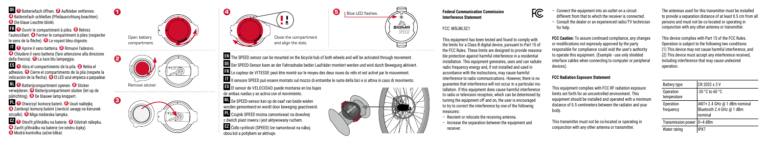**DE** ❶ Batteriefach öffnen. ❷ Aufkleber entfernen. ❹ Batteriefach schließen (Pfeilausrichtung beachten). ❺ Die blaue Leuchte blinkt.

**FR** ❶ Ouvrir le compartiment à piles. ❷ Retirez l'autocollant. ❹ Fermer le compartiment à piles (respecter le sens de la flèche). ❺ Le voyant bleu clignote.

**IT** ❶ Aprire il vano batteria. ❷ Rimuovi l'adesivo. ❹ Chiudere il vano batteria (fare attenzione alla direzione della freccia). ❺ La luce blu lampeggia.

**ES** ❶ Abra el compartimento de la pila. ❷ Retira el adhesivo. ❹ Cierre el compartimento de la pila (respete la indicación de la flecha). ❺ El LED azul empieza a parpadear.

**NL** ❶ Batterijcompartiment openen. ❷ Sticker verwijderen. ❹ Batterijcompartiment sluiten (let op de pijlrichting). ❺ De blauwe lamp knippert.

**PL** ❶ Otworzyć komorę baterii. ❷ Usuń naklejkę. ❹ Zamknąć komorę baterii (zwrócić uwagę na kierunek strzałki). ❺ Miga niebieska lampka.

**CZ** ❶ Otevřít přihrádku na baterie. ❷ Odstraň nálepku. ❹ Zavřít přihrádku na baterie (ve směru šipky). ❺ Modrá kontrolka začne blikat.

❶ Open battery compartment.

❷ Remove sticker.

❹ Close the compartment and align the dots.

❺ Blue LED flashes.

SIGMA SPEED

**EN** The SPEED sensor can be mounted on the bicycle hub of both wheels and will be activated through movement.

**DE** Der SPEED-Sensor kann an der Fahrradnabe beider Laufräder montiert werden und wird durch Bewegung aktiviert.

**FR** Le capteur de VITESSE peut être monté sur le moyeu des deux roues du vélo et est activé par le mouvement.

**IT** Il sensore SPEED può essere montato sul mozzo di entrambe le ruote della bici e si attiva in caso di movimento.

**ES** El sensor de VELOCIDAD puede montarse en los bujes de ambas ruedas y se activa con el movimiento.

**NL** De SPEED-sensor kan op de naaf van beide wielen worden gemonteerd en wordt door beweging geactiveerd.

**PL** Czujnik SPEED można zamontować na dowolnej z dwóch piast roweru i jest aktywowany ruchem.

**CZ** Čidlo rychlosti (SPEED) lze namontovat na náboj obou kol a pohybem se aktivuje.

## Federal Communication Commission Interference Statement

FCC: M5LMLSC1

This equipment has been tested and found to comply with the limits for a Class B digital device, pursuant to Part 15 of the FCC Rules. These limits are designed to provide reasonable protection against harmful interference in a residential installation. This equipment generates, uses and can radiate radio frequency energy and, if not installed and used in accordance with the instructions, may cause harmful interference to radio communications. However, there is no guarantee that interference will not occur in a particular installation. If this equipment does cause harmful interference to radio or television reception, which can be determined by turning the equipment off and on, the user is encouraged to try to correct the interference by one of the following measures:

- Reorient or relocate the receiving antenna.
- Increase the separation between the equipment and receiver.
- Connect the equipment into an outlet on a circuit different from that to which the receiver is connected.
- Consult the dealer or an experienced radio/TV technician for help.

**FCC Caution:** To assure continued compliance, any changes or modifications not expressly approved by the party responsible for compliance could void the user's authority to operate this equipment. (Example - use only shielded interface cables when connecting to computer or peripheral devices).

### FCC Radiation Exposure Statement

This equipment complies with FCC RF radiation exposure limits set forth for an uncontrolled environment. This equipment should be installed and operated with a minimum distance of 0.5 centimeters between the radiator and your body.

This transmitter must not be co-located or operating in conjunction with any other antenna or transmitter.

The antennas used for this transmitter must be installed to provide a separation distance of at least 0.5 cm from all persons and must not be co-located or operating in conjunction with any other antenna or transmitter.

This device complies with Part 15 of the FCC Rules. Operation is subject to the following two conditions: (1) This device may not cause harmful interference, and (2) This device must accept any interference received, including interference that may cause undesired operation.

| | |
|---|---|
| Battery type | CR 2032 x 3 V |
| Operation temperature | -20 °C to 60 °C |
| Operation frequency | ANT+ 2.4 GHz @ 1 dBm nominal<br>Bluetooth 2.4 GHz @ 1 dBm nominal |
| Transmission power | 0~4 dBm |
| Water rating | IPX7 |